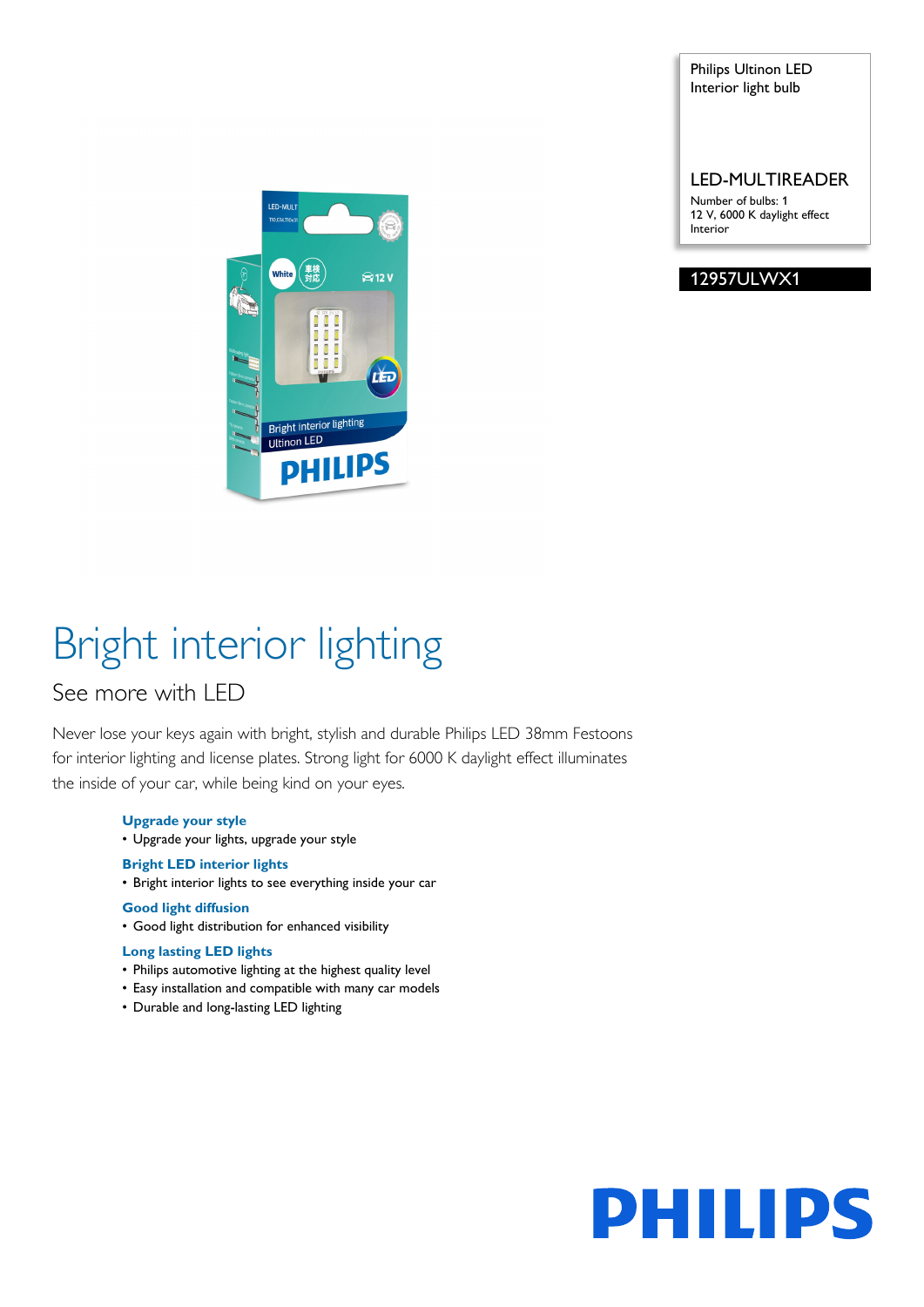Philips Ultinon LED
Interior light bulb

LED-MULTIREADER

Number of bulbs: 1
12 V, 6000 K daylight effect
Interior

12957ULWX1

# Bright interior lighting

## See more with LED

Never lose your keys again with bright, stylish and durable Philips LED 38mm Festoons for interior lighting and license plates. Strong light for 6000 K daylight effect illuminates the inside of your car, while being kind on your eyes.

**Upgrade your style**

- Upgrade your lights, upgrade your style

**Bright LED interior lights**

- Bright interior lights to see everything inside your car

**Good light diffusion**

- Good light distribution for enhanced visibility

**Long lasting LED lights**

- Philips automotive lighting at the highest quality level
- Easy installation and compatible with many car models
- Durable and long-lasting LED lighting

PHILIPS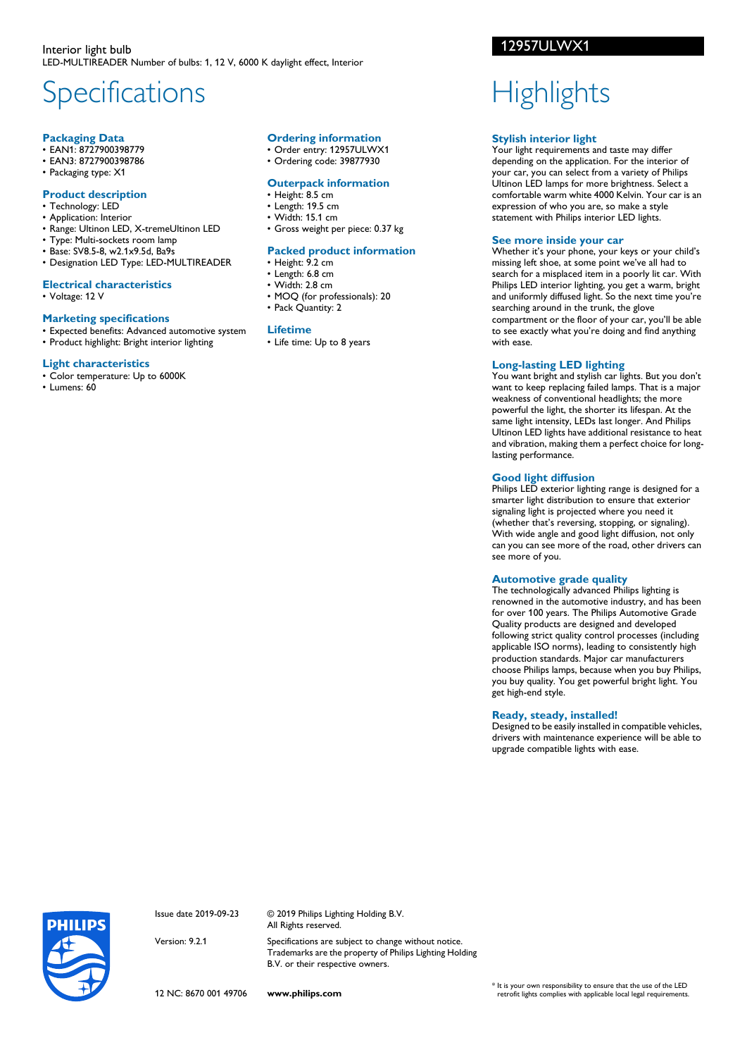Interior light bulb
LED-MULTIREADER Number of bulbs: 1, 12 V, 6000 K daylight effect, Interior

12957ULWX1

# Specifications

### Packaging Data
- EAN1: 8727900398779
- EAN3: 8727900398786
- Packaging type: X1

### Product description
- Technology: LED
- Application: Interior
- Range: Ultinon LED, X-tremeUltinon LED
- Type: Multi-sockets room lamp
- Base: SV8.5-8, w2.1x9.5d, Ba9s
- Designation LED Type: LED-MULTIREADER

### Electrical characteristics
- Voltage: 12 V

### Marketing specifications
- Expected benefits: Advanced automotive system
- Product highlight: Bright interior lighting

### Light characteristics
- Color temperature: Up to 6000K
- Lumens: 60

### Ordering information
- Order entry: 12957ULWX1
- Ordering code: 39877930

### Outerpack information
- Height: 8.5 cm
- Length: 19.5 cm
- Width: 15.1 cm
- Gross weight per piece: 0.37 kg

### Packed product information
- Height: 9.2 cm
- Length: 6.8 cm
- Width: 2.8 cm
- MOQ (for professionals): 20
- Pack Quantity: 2

### Lifetime
- Life time: Up to 8 years

# Highlights

### Stylish interior light
Your light requirements and taste may differ depending on the application. In the interior of your car, you can select from a variety of Philips Ultinon LED lamps for more brightness. Select a comfortable warm white 4000 Kelvin. Your car is an expression of who you are, so make a style statement with Philips interior LED lights.

### See more inside your car
Whether it's your phone, your keys or your child's missing left shoe, at some point we've all had to search for a misplaced item in a poorly lit car. With Philips LED interior lighting, you get a warm, bright and uniformly diffused light. So the next time you're searching around in the trunk, the glove compartment or the floor of your car, you'll be able to see exactly what you're doing and find anything with ease.

### Long-lasting LED lighting
You want bright and stylish car lights. But you don't want to keep replacing failed lamps. That is a major weakness of conventional headlights; the more powerful the light, the shorter its lifespan. At the same light intensity, LEDs last longer. And Philips Ultinon LED lights have additional resistance to heat and vibration, making them a perfect choice for long-lasting performance.

### Good light diffusion
Philips LED exterior lighting range is designed for a smarter light distribution to ensure that exterior signaling light is projected where you need it (whether that's reversing, stopping, or signaling). With wide angle and good light diffusion, not only can you see more of the road, other drivers can see more of you.

### Automotive grade quality
The technologically advanced Philips lighting is renowned in the automotive industry, and has been for over 100 years. The Philips Automotive Grade Quality products are designed and developed following strict quality control processes (including applicable ISO norms), leading to consistently high production standards. Major car manufacturers choose Philips lamps, because when you buy Philips, you buy quality. You get powerful bright light. You get high-end style.

### Ready, steady, installed!
Designed to be easily installed in compatible vehicles, drivers with maintenance experience will be able to upgrade compatible lights with ease.

Issue date 2019-09-23

Version: 9.2.1

12 NC: 8670 001 49706

© 2019 Philips Lighting Holding B.V.
All Rights reserved.

Specifications are subject to change without notice. Trademarks are the property of Philips Lighting Holding B.V. or their respective owners.

**www.philips.com**

* It is your own responsibility to ensure that the use of the LED retrofit lights complies with applicable local legal requirements.